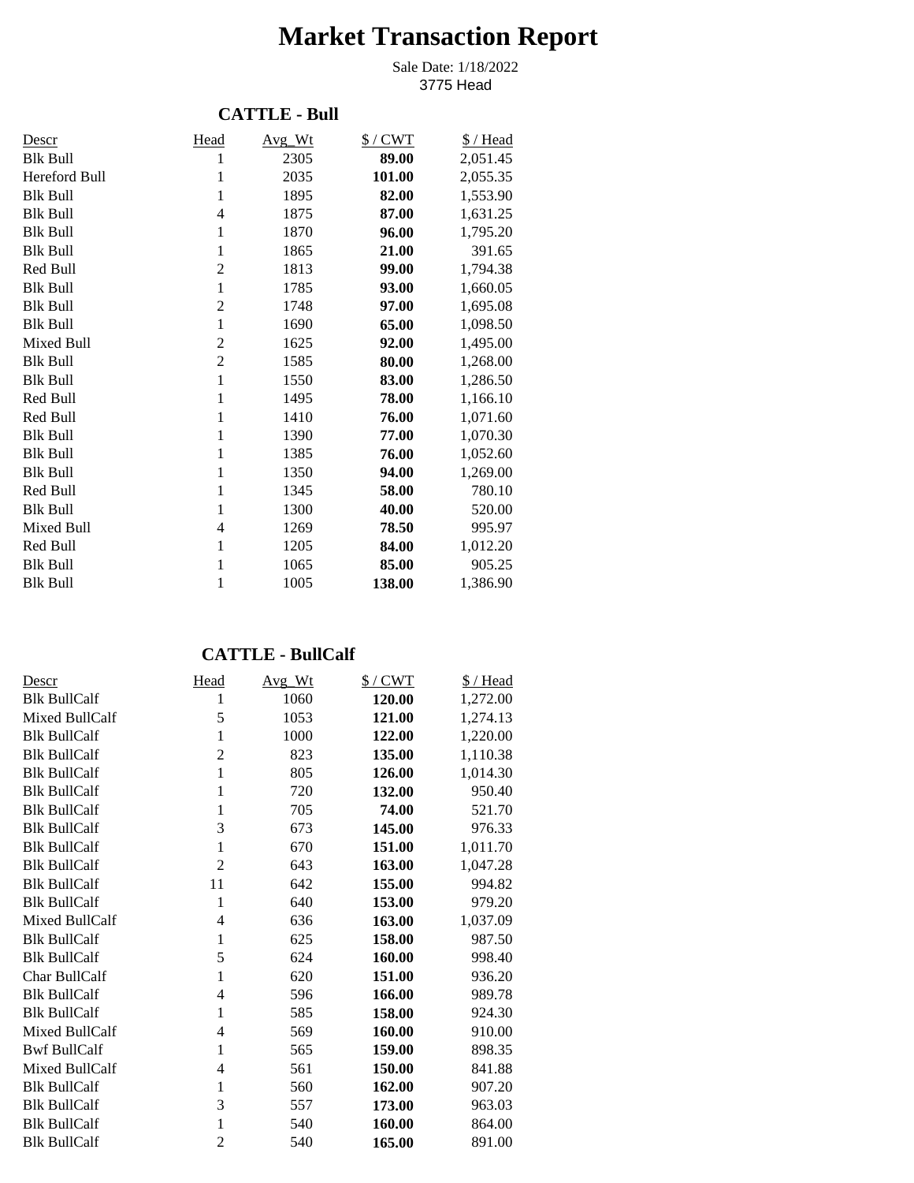# Market Transaction Report

Sale Date: 1/18/2022
3775 Head

## CATTLE - Bull

| Descr | Head | Avg_Wt | $ / CWT | $ / Head |
|---|---|---|---|---|
| Blk Bull | 1 | 2305 | **89.00** | 2,051.45 |
| Hereford Bull | 1 | 2035 | **101.00** | 2,055.35 |
| Blk Bull | 1 | 1895 | **82.00** | 1,553.90 |
| Blk Bull | 4 | 1875 | **87.00** | 1,631.25 |
| Blk Bull | 1 | 1870 | **96.00** | 1,795.20 |
| Blk Bull | 1 | 1865 | **21.00** | 391.65 |
| Red Bull | 2 | 1813 | **99.00** | 1,794.38 |
| Blk Bull | 1 | 1785 | **93.00** | 1,660.05 |
| Blk Bull | 2 | 1748 | **97.00** | 1,695.08 |
| Blk Bull | 1 | 1690 | **65.00** | 1,098.50 |
| Mixed Bull | 2 | 1625 | **92.00** | 1,495.00 |
| Blk Bull | 2 | 1585 | **80.00** | 1,268.00 |
| Blk Bull | 1 | 1550 | **83.00** | 1,286.50 |
| Red Bull | 1 | 1495 | **78.00** | 1,166.10 |
| Red Bull | 1 | 1410 | **76.00** | 1,071.60 |
| Blk Bull | 1 | 1390 | **77.00** | 1,070.30 |
| Blk Bull | 1 | 1385 | **76.00** | 1,052.60 |
| Blk Bull | 1 | 1350 | **94.00** | 1,269.00 |
| Red Bull | 1 | 1345 | **58.00** | 780.10 |
| Blk Bull | 1 | 1300 | **40.00** | 520.00 |
| Mixed Bull | 4 | 1269 | **78.50** | 995.97 |
| Red Bull | 1 | 1205 | **84.00** | 1,012.20 |
| Blk Bull | 1 | 1065 | **85.00** | 905.25 |
| Blk Bull | 1 | 1005 | **138.00** | 1,386.90 |

## CATTLE - BullCalf

| Descr | Head | Avg_Wt | $ / CWT | $ / Head |
|---|---|---|---|---|
| Blk BullCalf | 1 | 1060 | **120.00** | 1,272.00 |
| Mixed BullCalf | 5 | 1053 | **121.00** | 1,274.13 |
| Blk BullCalf | 1 | 1000 | **122.00** | 1,220.00 |
| Blk BullCalf | 2 | 823 | **135.00** | 1,110.38 |
| Blk BullCalf | 1 | 805 | **126.00** | 1,014.30 |
| Blk BullCalf | 1 | 720 | **132.00** | 950.40 |
| Blk BullCalf | 1 | 705 | **74.00** | 521.70 |
| Blk BullCalf | 3 | 673 | **145.00** | 976.33 |
| Blk BullCalf | 1 | 670 | **151.00** | 1,011.70 |
| Blk BullCalf | 2 | 643 | **163.00** | 1,047.28 |
| Blk BullCalf | 11 | 642 | **155.00** | 994.82 |
| Blk BullCalf | 1 | 640 | **153.00** | 979.20 |
| Mixed BullCalf | 4 | 636 | **163.00** | 1,037.09 |
| Blk BullCalf | 1 | 625 | **158.00** | 987.50 |
| Blk BullCalf | 5 | 624 | **160.00** | 998.40 |
| Char BullCalf | 1 | 620 | **151.00** | 936.20 |
| Blk BullCalf | 4 | 596 | **166.00** | 989.78 |
| Blk BullCalf | 1 | 585 | **158.00** | 924.30 |
| Mixed BullCalf | 4 | 569 | **160.00** | 910.00 |
| Bwf BullCalf | 1 | 565 | **159.00** | 898.35 |
| Mixed BullCalf | 4 | 561 | **150.00** | 841.88 |
| Blk BullCalf | 1 | 560 | **162.00** | 907.20 |
| Blk BullCalf | 3 | 557 | **173.00** | 963.03 |
| Blk BullCalf | 1 | 540 | **160.00** | 864.00 |
| Blk BullCalf | 2 | 540 | **165.00** | 891.00 |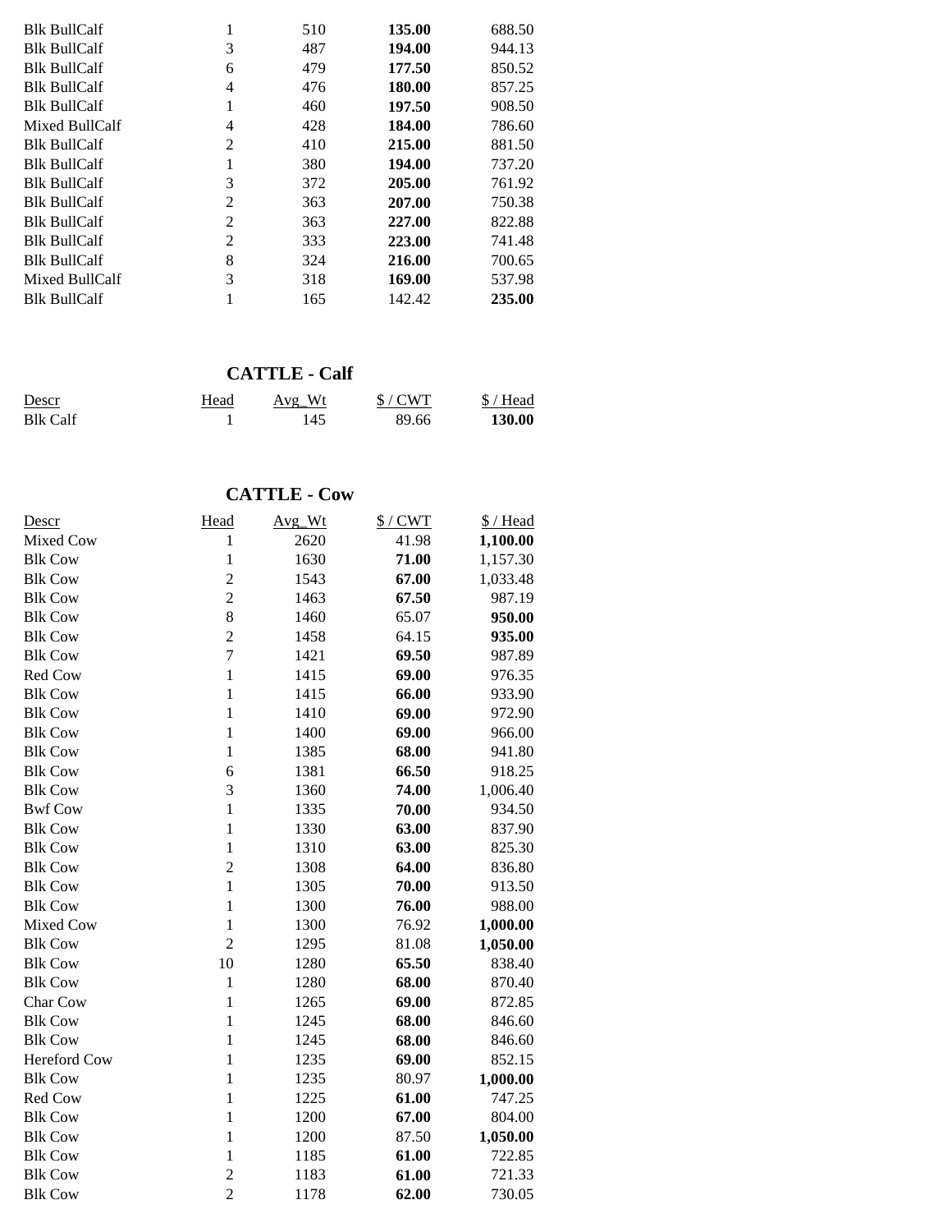| Descr | Head | Avg_Wt | $ / CWT | $ / Head |
|---|---|---|---|---|
| Blk BullCalf | 1 | 510 | **135.00** | 688.50 |
| Blk BullCalf | 3 | 487 | **194.00** | 944.13 |
| Blk BullCalf | 6 | 479 | **177.50** | 850.52 |
| Blk BullCalf | 4 | 476 | **180.00** | 857.25 |
| Blk BullCalf | 1 | 460 | **197.50** | 908.50 |
| Mixed BullCalf | 4 | 428 | **184.00** | 786.60 |
| Blk BullCalf | 2 | 410 | **215.00** | 881.50 |
| Blk BullCalf | 1 | 380 | **194.00** | 737.20 |
| Blk BullCalf | 3 | 372 | **205.00** | 761.92 |
| Blk BullCalf | 2 | 363 | **207.00** | 750.38 |
| Blk BullCalf | 2 | 363 | **227.00** | 822.88 |
| Blk BullCalf | 2 | 333 | **223.00** | 741.48 |
| Blk BullCalf | 8 | 324 | **216.00** | 700.65 |
| Mixed BullCalf | 3 | 318 | **169.00** | 537.98 |
| Blk BullCalf | 1 | 165 | 142.42 | **235.00** |

## CATTLE - Calf

| Descr | Head | Avg_Wt | $ / CWT | $ / Head |
|---|---|---|---|---|
| Blk Calf | 1 | 145 | 89.66 | **130.00** |

## CATTLE - Cow

| Descr | Head | Avg_Wt | $ / CWT | $ / Head |
|---|---|---|---|---|
| Mixed Cow | 1 | 2620 | 41.98 | **1,100.00** |
| Blk Cow | 1 | 1630 | **71.00** | 1,157.30 |
| Blk Cow | 2 | 1543 | **67.00** | 1,033.48 |
| Blk Cow | 2 | 1463 | **67.50** | 987.19 |
| Blk Cow | 8 | 1460 | 65.07 | **950.00** |
| Blk Cow | 2 | 1458 | 64.15 | **935.00** |
| Blk Cow | 7 | 1421 | **69.50** | 987.89 |
| Red Cow | 1 | 1415 | **69.00** | 976.35 |
| Blk Cow | 1 | 1415 | **66.00** | 933.90 |
| Blk Cow | 1 | 1410 | **69.00** | 972.90 |
| Blk Cow | 1 | 1400 | **69.00** | 966.00 |
| Blk Cow | 1 | 1385 | **68.00** | 941.80 |
| Blk Cow | 6 | 1381 | **66.50** | 918.25 |
| Blk Cow | 3 | 1360 | **74.00** | 1,006.40 |
| Bwf Cow | 1 | 1335 | **70.00** | 934.50 |
| Blk Cow | 1 | 1330 | **63.00** | 837.90 |
| Blk Cow | 1 | 1310 | **63.00** | 825.30 |
| Blk Cow | 2 | 1308 | **64.00** | 836.80 |
| Blk Cow | 1 | 1305 | **70.00** | 913.50 |
| Blk Cow | 1 | 1300 | **76.00** | 988.00 |
| Mixed Cow | 1 | 1300 | 76.92 | **1,000.00** |
| Blk Cow | 2 | 1295 | 81.08 | **1,050.00** |
| Blk Cow | 10 | 1280 | **65.50** | 838.40 |
| Blk Cow | 1 | 1280 | **68.00** | 870.40 |
| Char Cow | 1 | 1265 | **69.00** | 872.85 |
| Blk Cow | 1 | 1245 | **68.00** | 846.60 |
| Blk Cow | 1 | 1245 | **68.00** | 846.60 |
| Hereford Cow | 1 | 1235 | **69.00** | 852.15 |
| Blk Cow | 1 | 1235 | 80.97 | **1,000.00** |
| Red Cow | 1 | 1225 | **61.00** | 747.25 |
| Blk Cow | 1 | 1200 | **67.00** | 804.00 |
| Blk Cow | 1 | 1200 | 87.50 | **1,050.00** |
| Blk Cow | 1 | 1185 | **61.00** | 722.85 |
| Blk Cow | 2 | 1183 | **61.00** | 721.33 |
| Blk Cow | 2 | 1178 | **62.00** | 730.05 |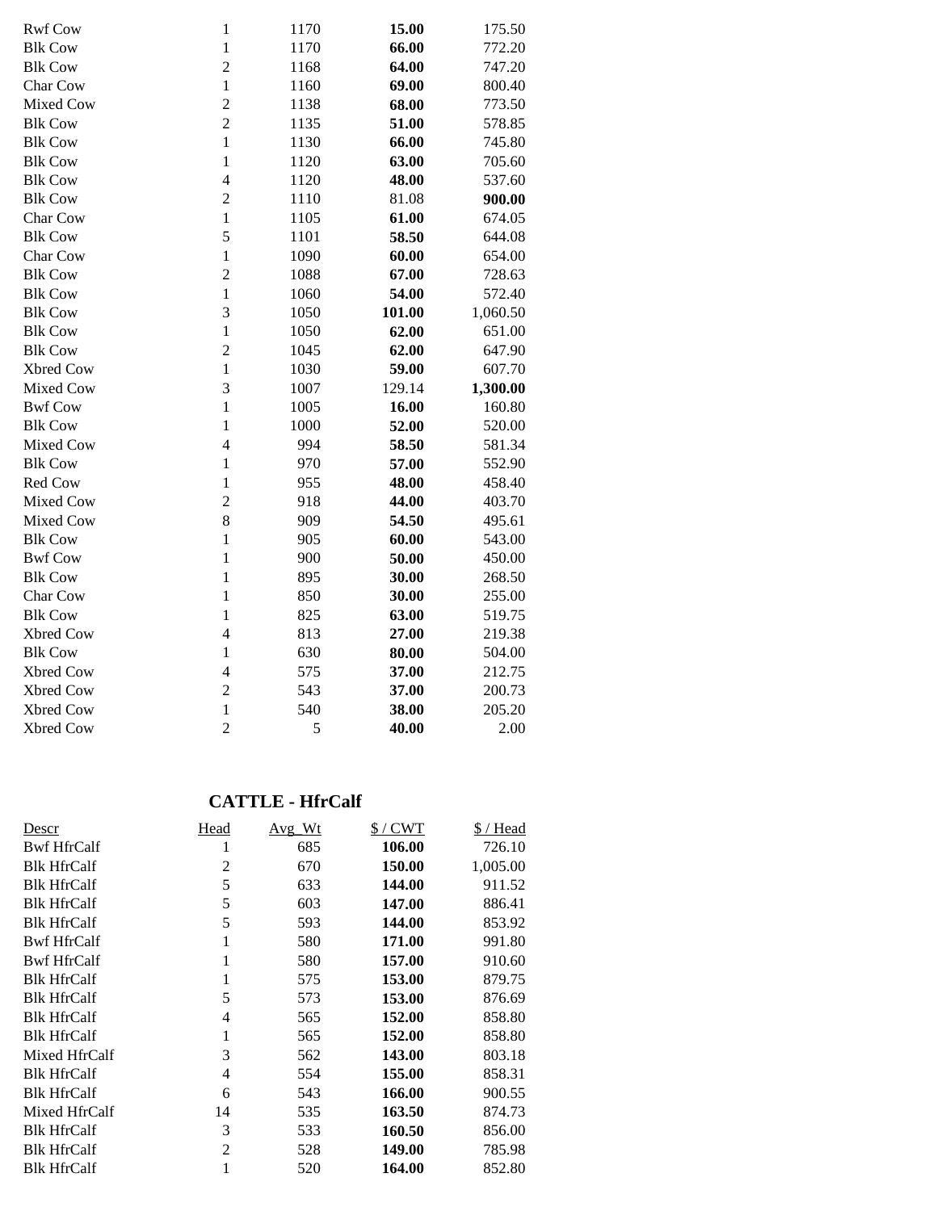| | | | | |
|---|---|---|---|---|
| Rwf Cow | 1 | 1170 | **15.00** | 175.50 |
| Blk Cow | 1 | 1170 | **66.00** | 772.20 |
| Blk Cow | 2 | 1168 | **64.00** | 747.20 |
| Char Cow | 1 | 1160 | **69.00** | 800.40 |
| Mixed Cow | 2 | 1138 | **68.00** | 773.50 |
| Blk Cow | 2 | 1135 | **51.00** | 578.85 |
| Blk Cow | 1 | 1130 | **66.00** | 745.80 |
| Blk Cow | 1 | 1120 | **63.00** | 705.60 |
| Blk Cow | 4 | 1120 | **48.00** | 537.60 |
| Blk Cow | 2 | 1110 | 81.08 | **900.00** |
| Char Cow | 1 | 1105 | **61.00** | 674.05 |
| Blk Cow | 5 | 1101 | **58.50** | 644.08 |
| Char Cow | 1 | 1090 | **60.00** | 654.00 |
| Blk Cow | 2 | 1088 | **67.00** | 728.63 |
| Blk Cow | 1 | 1060 | **54.00** | 572.40 |
| Blk Cow | 3 | 1050 | **101.00** | 1,060.50 |
| Blk Cow | 1 | 1050 | **62.00** | 651.00 |
| Blk Cow | 2 | 1045 | **62.00** | 647.90 |
| Xbred Cow | 1 | 1030 | **59.00** | 607.70 |
| Mixed Cow | 3 | 1007 | 129.14 | **1,300.00** |
| Bwf Cow | 1 | 1005 | **16.00** | 160.80 |
| Blk Cow | 1 | 1000 | **52.00** | 520.00 |
| Mixed Cow | 4 | 994 | **58.50** | 581.34 |
| Blk Cow | 1 | 970 | **57.00** | 552.90 |
| Red Cow | 1 | 955 | **48.00** | 458.40 |
| Mixed Cow | 2 | 918 | **44.00** | 403.70 |
| Mixed Cow | 8 | 909 | **54.50** | 495.61 |
| Blk Cow | 1 | 905 | **60.00** | 543.00 |
| Bwf Cow | 1 | 900 | **50.00** | 450.00 |
| Blk Cow | 1 | 895 | **30.00** | 268.50 |
| Char Cow | 1 | 850 | **30.00** | 255.00 |
| Blk Cow | 1 | 825 | **63.00** | 519.75 |
| Xbred Cow | 4 | 813 | **27.00** | 219.38 |
| Blk Cow | 1 | 630 | **80.00** | 504.00 |
| Xbred Cow | 4 | 575 | **37.00** | 212.75 |
| Xbred Cow | 2 | 543 | **37.00** | 200.73 |
| Xbred Cow | 1 | 540 | **38.00** | 205.20 |
| Xbred Cow | 2 | 5 | **40.00** | 2.00 |

## CATTLE - HfrCalf

| Descr | Head | Avg_Wt | $ / CWT | $ / Head |
|---|---|---|---|---|
| Bwf HfrCalf | 1 | 685 | **106.00** | 726.10 |
| Blk HfrCalf | 2 | 670 | **150.00** | 1,005.00 |
| Blk HfrCalf | 5 | 633 | **144.00** | 911.52 |
| Blk HfrCalf | 5 | 603 | **147.00** | 886.41 |
| Blk HfrCalf | 5 | 593 | **144.00** | 853.92 |
| Bwf HfrCalf | 1 | 580 | **171.00** | 991.80 |
| Bwf HfrCalf | 1 | 580 | **157.00** | 910.60 |
| Blk HfrCalf | 1 | 575 | **153.00** | 879.75 |
| Blk HfrCalf | 5 | 573 | **153.00** | 876.69 |
| Blk HfrCalf | 4 | 565 | **152.00** | 858.80 |
| Blk HfrCalf | 1 | 565 | **152.00** | 858.80 |
| Mixed HfrCalf | 3 | 562 | **143.00** | 803.18 |
| Blk HfrCalf | 4 | 554 | **155.00** | 858.31 |
| Blk HfrCalf | 6 | 543 | **166.00** | 900.55 |
| Mixed HfrCalf | 14 | 535 | **163.50** | 874.73 |
| Blk HfrCalf | 3 | 533 | **160.50** | 856.00 |
| Blk HfrCalf | 2 | 528 | **149.00** | 785.98 |
| Blk HfrCalf | 1 | 520 | **164.00** | 852.80 |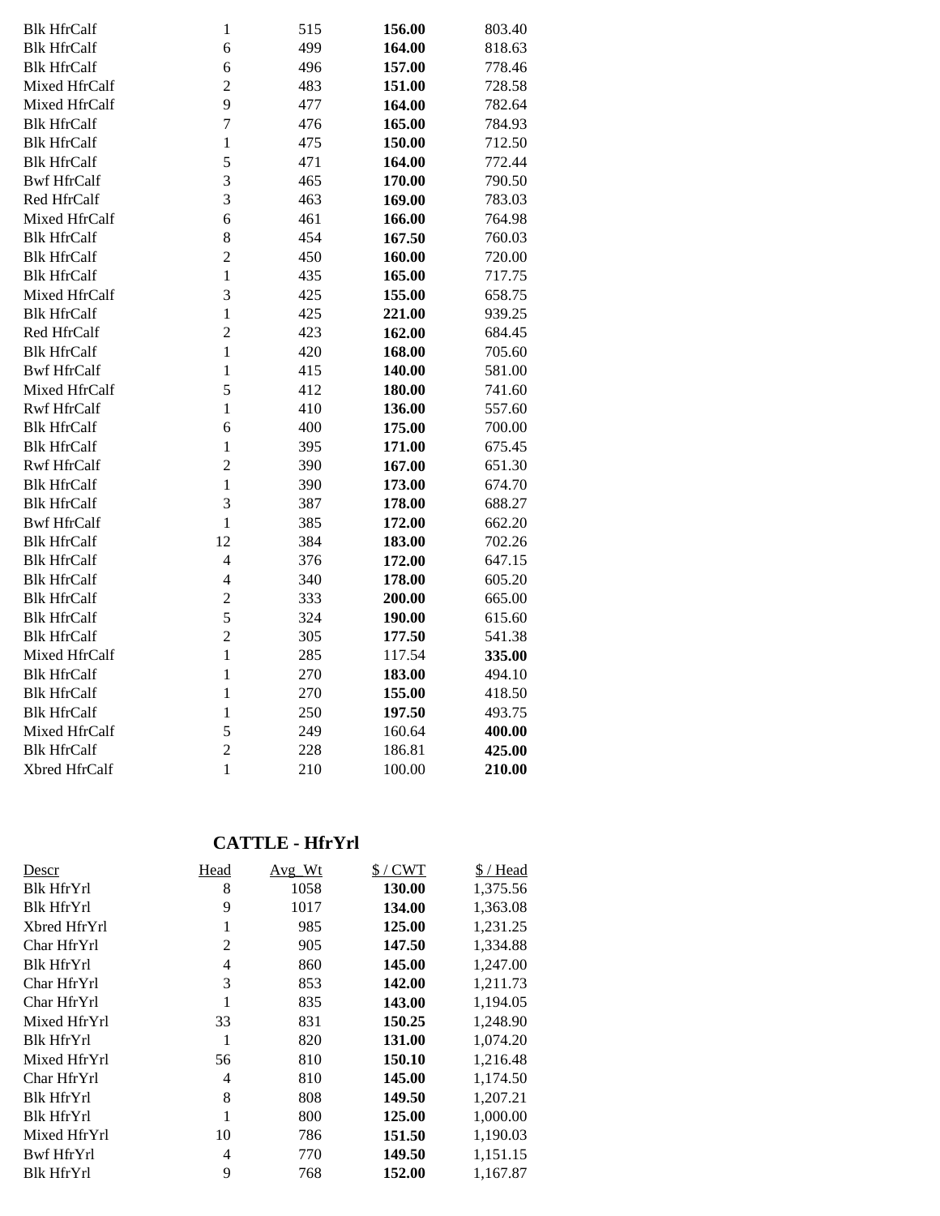| | | | | |
|---|---|---|---|---|
| Blk HfrCalf | 1 | 515 | **156.00** | 803.40 |
| Blk HfrCalf | 6 | 499 | **164.00** | 818.63 |
| Blk HfrCalf | 6 | 496 | **157.00** | 778.46 |
| Mixed HfrCalf | 2 | 483 | **151.00** | 728.58 |
| Mixed HfrCalf | 9 | 477 | **164.00** | 782.64 |
| Blk HfrCalf | 7 | 476 | **165.00** | 784.93 |
| Blk HfrCalf | 1 | 475 | **150.00** | 712.50 |
| Blk HfrCalf | 5 | 471 | **164.00** | 772.44 |
| Bwf HfrCalf | 3 | 465 | **170.00** | 790.50 |
| Red HfrCalf | 3 | 463 | **169.00** | 783.03 |
| Mixed HfrCalf | 6 | 461 | **166.00** | 764.98 |
| Blk HfrCalf | 8 | 454 | **167.50** | 760.03 |
| Blk HfrCalf | 2 | 450 | **160.00** | 720.00 |
| Blk HfrCalf | 1 | 435 | **165.00** | 717.75 |
| Mixed HfrCalf | 3 | 425 | **155.00** | 658.75 |
| Blk HfrCalf | 1 | 425 | **221.00** | 939.25 |
| Red HfrCalf | 2 | 423 | **162.00** | 684.45 |
| Blk HfrCalf | 1 | 420 | **168.00** | 705.60 |
| Bwf HfrCalf | 1 | 415 | **140.00** | 581.00 |
| Mixed HfrCalf | 5 | 412 | **180.00** | 741.60 |
| Rwf HfrCalf | 1 | 410 | **136.00** | 557.60 |
| Blk HfrCalf | 6 | 400 | **175.00** | 700.00 |
| Blk HfrCalf | 1 | 395 | **171.00** | 675.45 |
| Rwf HfrCalf | 2 | 390 | **167.00** | 651.30 |
| Blk HfrCalf | 1 | 390 | **173.00** | 674.70 |
| Blk HfrCalf | 3 | 387 | **178.00** | 688.27 |
| Bwf HfrCalf | 1 | 385 | **172.00** | 662.20 |
| Blk HfrCalf | 12 | 384 | **183.00** | 702.26 |
| Blk HfrCalf | 4 | 376 | **172.00** | 647.15 |
| Blk HfrCalf | 4 | 340 | **178.00** | 605.20 |
| Blk HfrCalf | 2 | 333 | **200.00** | 665.00 |
| Blk HfrCalf | 5 | 324 | **190.00** | 615.60 |
| Blk HfrCalf | 2 | 305 | **177.50** | 541.38 |
| Mixed HfrCalf | 1 | 285 | 117.54 | **335.00** |
| Blk HfrCalf | 1 | 270 | **183.00** | 494.10 |
| Blk HfrCalf | 1 | 270 | **155.00** | 418.50 |
| Blk HfrCalf | 1 | 250 | **197.50** | 493.75 |
| Mixed HfrCalf | 5 | 249 | 160.64 | **400.00** |
| Blk HfrCalf | 2 | 228 | 186.81 | **425.00** |
| Xbred HfrCalf | 1 | 210 | 100.00 | **210.00** |

## CATTLE - HfrYrl

| Descr | Head | Avg_Wt | $ / CWT | $ / Head |
|---|---|---|---|---|
| Blk HfrYrl | 8 | 1058 | **130.00** | 1,375.56 |
| Blk HfrYrl | 9 | 1017 | **134.00** | 1,363.08 |
| Xbred HfrYrl | 1 | 985 | **125.00** | 1,231.25 |
| Char HfrYrl | 2 | 905 | **147.50** | 1,334.88 |
| Blk HfrYrl | 4 | 860 | **145.00** | 1,247.00 |
| Char HfrYrl | 3 | 853 | **142.00** | 1,211.73 |
| Char HfrYrl | 1 | 835 | **143.00** | 1,194.05 |
| Mixed HfrYrl | 33 | 831 | **150.25** | 1,248.90 |
| Blk HfrYrl | 1 | 820 | **131.00** | 1,074.20 |
| Mixed HfrYrl | 56 | 810 | **150.10** | 1,216.48 |
| Char HfrYrl | 4 | 810 | **145.00** | 1,174.50 |
| Blk HfrYrl | 8 | 808 | **149.50** | 1,207.21 |
| Blk HfrYrl | 1 | 800 | **125.00** | 1,000.00 |
| Mixed HfrYrl | 10 | 786 | **151.50** | 1,190.03 |
| Bwf HfrYrl | 4 | 770 | **149.50** | 1,151.15 |
| Blk HfrYrl | 9 | 768 | **152.00** | 1,167.87 |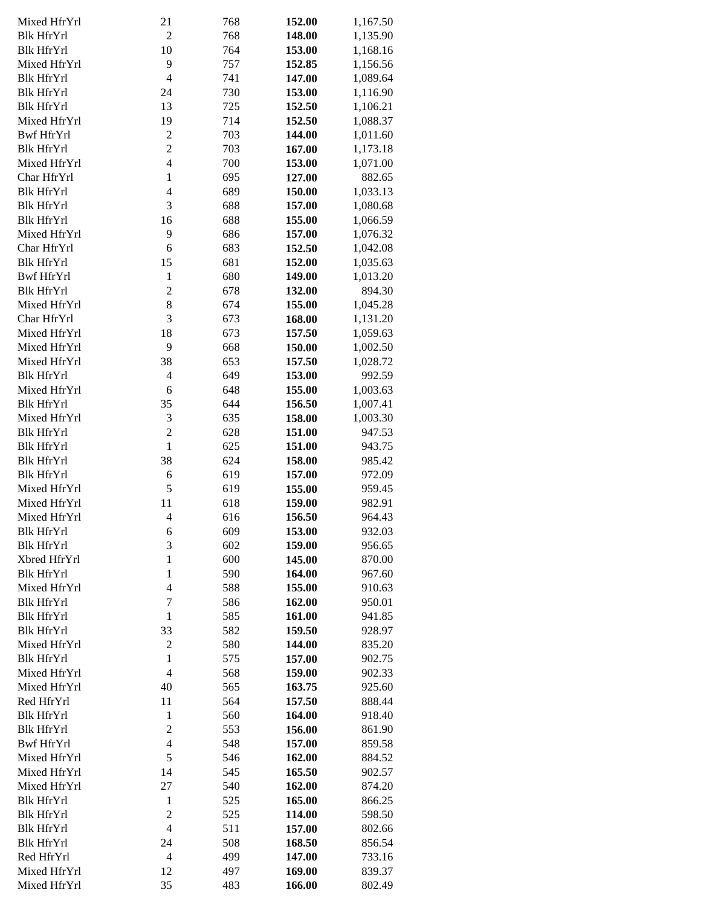| | | | | |
|---|---|---|---|---|
| Mixed HfrYrl | 21 | 768 | **152.00** | 1,167.50 |
| Blk HfrYrl | 2 | 768 | **148.00** | 1,135.90 |
| Blk HfrYrl | 10 | 764 | **153.00** | 1,168.16 |
| Mixed HfrYrl | 9 | 757 | **152.85** | 1,156.56 |
| Blk HfrYrl | 4 | 741 | **147.00** | 1,089.64 |
| Blk HfrYrl | 24 | 730 | **153.00** | 1,116.90 |
| Blk HfrYrl | 13 | 725 | **152.50** | 1,106.21 |
| Mixed HfrYrl | 19 | 714 | **152.50** | 1,088.37 |
| Bwf HfrYrl | 2 | 703 | **144.00** | 1,011.60 |
| Blk HfrYrl | 2 | 703 | **167.00** | 1,173.18 |
| Mixed HfrYrl | 4 | 700 | **153.00** | 1,071.00 |
| Char HfrYrl | 1 | 695 | **127.00** | 882.65 |
| Blk HfrYrl | 4 | 689 | **150.00** | 1,033.13 |
| Blk HfrYrl | 3 | 688 | **157.00** | 1,080.68 |
| Blk HfrYrl | 16 | 688 | **155.00** | 1,066.59 |
| Mixed HfrYrl | 9 | 686 | **157.00** | 1,076.32 |
| Char HfrYrl | 6 | 683 | **152.50** | 1,042.08 |
| Blk HfrYrl | 15 | 681 | **152.00** | 1,035.63 |
| Bwf HfrYrl | 1 | 680 | **149.00** | 1,013.20 |
| Blk HfrYrl | 2 | 678 | **132.00** | 894.30 |
| Mixed HfrYrl | 8 | 674 | **155.00** | 1,045.28 |
| Char HfrYrl | 3 | 673 | **168.00** | 1,131.20 |
| Mixed HfrYrl | 18 | 673 | **157.50** | 1,059.63 |
| Mixed HfrYrl | 9 | 668 | **150.00** | 1,002.50 |
| Mixed HfrYrl | 38 | 653 | **157.50** | 1,028.72 |
| Blk HfrYrl | 4 | 649 | **153.00** | 992.59 |
| Mixed HfrYrl | 6 | 648 | **155.00** | 1,003.63 |
| Blk HfrYrl | 35 | 644 | **156.50** | 1,007.41 |
| Mixed HfrYrl | 3 | 635 | **158.00** | 1,003.30 |
| Blk HfrYrl | 2 | 628 | **151.00** | 947.53 |
| Blk HfrYrl | 1 | 625 | **151.00** | 943.75 |
| Blk HfrYrl | 38 | 624 | **158.00** | 985.42 |
| Blk HfrYrl | 6 | 619 | **157.00** | 972.09 |
| Mixed HfrYrl | 5 | 619 | **155.00** | 959.45 |
| Mixed HfrYrl | 11 | 618 | **159.00** | 982.91 |
| Mixed HfrYrl | 4 | 616 | **156.50** | 964.43 |
| Blk HfrYrl | 6 | 609 | **153.00** | 932.03 |
| Blk HfrYrl | 3 | 602 | **159.00** | 956.65 |
| Xbred HfrYrl | 1 | 600 | **145.00** | 870.00 |
| Blk HfrYrl | 1 | 590 | **164.00** | 967.60 |
| Mixed HfrYrl | 4 | 588 | **155.00** | 910.63 |
| Blk HfrYrl | 7 | 586 | **162.00** | 950.01 |
| Blk HfrYrl | 1 | 585 | **161.00** | 941.85 |
| Blk HfrYrl | 33 | 582 | **159.50** | 928.97 |
| Mixed HfrYrl | 2 | 580 | **144.00** | 835.20 |
| Blk HfrYrl | 1 | 575 | **157.00** | 902.75 |
| Mixed HfrYrl | 4 | 568 | **159.00** | 902.33 |
| Mixed HfrYrl | 40 | 565 | **163.75** | 925.60 |
| Red HfrYrl | 11 | 564 | **157.50** | 888.44 |
| Blk HfrYrl | 1 | 560 | **164.00** | 918.40 |
| Blk HfrYrl | 2 | 553 | **156.00** | 861.90 |
| Bwf HfrYrl | 4 | 548 | **157.00** | 859.58 |
| Mixed HfrYrl | 5 | 546 | **162.00** | 884.52 |
| Mixed HfrYrl | 14 | 545 | **165.50** | 902.57 |
| Mixed HfrYrl | 27 | 540 | **162.00** | 874.20 |
| Blk HfrYrl | 1 | 525 | **165.00** | 866.25 |
| Blk HfrYrl | 2 | 525 | **114.00** | 598.50 |
| Blk HfrYrl | 4 | 511 | **157.00** | 802.66 |
| Blk HfrYrl | 24 | 508 | **168.50** | 856.54 |
| Red HfrYrl | 4 | 499 | **147.00** | 733.16 |
| Mixed HfrYrl | 12 | 497 | **169.00** | 839.37 |
| Mixed HfrYrl | 35 | 483 | **166.00** | 802.49 |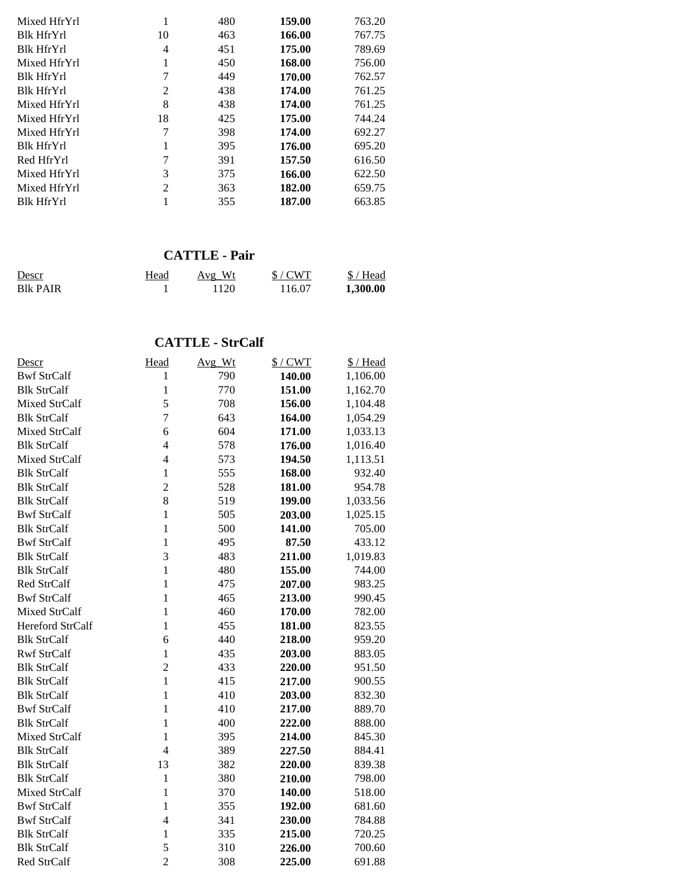| | | | | |
|---|---|---|---|---|
| Mixed HfrYrl | 1 | 480 | **159.00** | 763.20 |
| Blk HfrYrl | 10 | 463 | **166.00** | 767.75 |
| Blk HfrYrl | 4 | 451 | **175.00** | 789.69 |
| Mixed HfrYrl | 1 | 450 | **168.00** | 756.00 |
| Blk HfrYrl | 7 | 449 | **170.00** | 762.57 |
| Blk HfrYrl | 2 | 438 | **174.00** | 761.25 |
| Mixed HfrYrl | 8 | 438 | **174.00** | 761.25 |
| Mixed HfrYrl | 18 | 425 | **175.00** | 744.24 |
| Mixed HfrYrl | 7 | 398 | **174.00** | 692.27 |
| Blk HfrYrl | 1 | 395 | **176.00** | 695.20 |
| Red HfrYrl | 7 | 391 | **157.50** | 616.50 |
| Mixed HfrYrl | 3 | 375 | **166.00** | 622.50 |
| Mixed HfrYrl | 2 | 363 | **182.00** | 659.75 |
| Blk HfrYrl | 1 | 355 | **187.00** | 663.85 |

## CATTLE - Pair

| Descr | Head | Avg_Wt | $ / CWT | $ / Head |
|---|---|---|---|---|
| Blk PAIR | 1 | 1120 | 116.07 | **1,300.00** |

## CATTLE - StrCalf

| Descr | Head | Avg_Wt | $ / CWT | $ / Head |
|---|---|---|---|---|
| Bwf StrCalf | 1 | 790 | **140.00** | 1,106.00 |
| Blk StrCalf | 1 | 770 | **151.00** | 1,162.70 |
| Mixed StrCalf | 5 | 708 | **156.00** | 1,104.48 |
| Blk StrCalf | 7 | 643 | **164.00** | 1,054.29 |
| Mixed StrCalf | 6 | 604 | **171.00** | 1,033.13 |
| Blk StrCalf | 4 | 578 | **176.00** | 1,016.40 |
| Mixed StrCalf | 4 | 573 | **194.50** | 1,113.51 |
| Blk StrCalf | 1 | 555 | **168.00** | 932.40 |
| Blk StrCalf | 2 | 528 | **181.00** | 954.78 |
| Blk StrCalf | 8 | 519 | **199.00** | 1,033.56 |
| Bwf StrCalf | 1 | 505 | **203.00** | 1,025.15 |
| Blk StrCalf | 1 | 500 | **141.00** | 705.00 |
| Bwf StrCalf | 1 | 495 | **87.50** | 433.12 |
| Blk StrCalf | 3 | 483 | **211.00** | 1,019.83 |
| Blk StrCalf | 1 | 480 | **155.00** | 744.00 |
| Red StrCalf | 1 | 475 | **207.00** | 983.25 |
| Bwf StrCalf | 1 | 465 | **213.00** | 990.45 |
| Mixed StrCalf | 1 | 460 | **170.00** | 782.00 |
| Hereford StrCalf | 1 | 455 | **181.00** | 823.55 |
| Blk StrCalf | 6 | 440 | **218.00** | 959.20 |
| Rwf StrCalf | 1 | 435 | **203.00** | 883.05 |
| Blk StrCalf | 2 | 433 | **220.00** | 951.50 |
| Blk StrCalf | 1 | 415 | **217.00** | 900.55 |
| Blk StrCalf | 1 | 410 | **203.00** | 832.30 |
| Bwf StrCalf | 1 | 410 | **217.00** | 889.70 |
| Blk StrCalf | 1 | 400 | **222.00** | 888.00 |
| Mixed StrCalf | 1 | 395 | **214.00** | 845.30 |
| Blk StrCalf | 4 | 389 | **227.50** | 884.41 |
| Blk StrCalf | 13 | 382 | **220.00** | 839.38 |
| Blk StrCalf | 1 | 380 | **210.00** | 798.00 |
| Mixed StrCalf | 1 | 370 | **140.00** | 518.00 |
| Bwf StrCalf | 1 | 355 | **192.00** | 681.60 |
| Bwf StrCalf | 4 | 341 | **230.00** | 784.88 |
| Blk StrCalf | 1 | 335 | **215.00** | 720.25 |
| Blk StrCalf | 5 | 310 | **226.00** | 700.60 |
| Red StrCalf | 2 | 308 | **225.00** | 691.88 |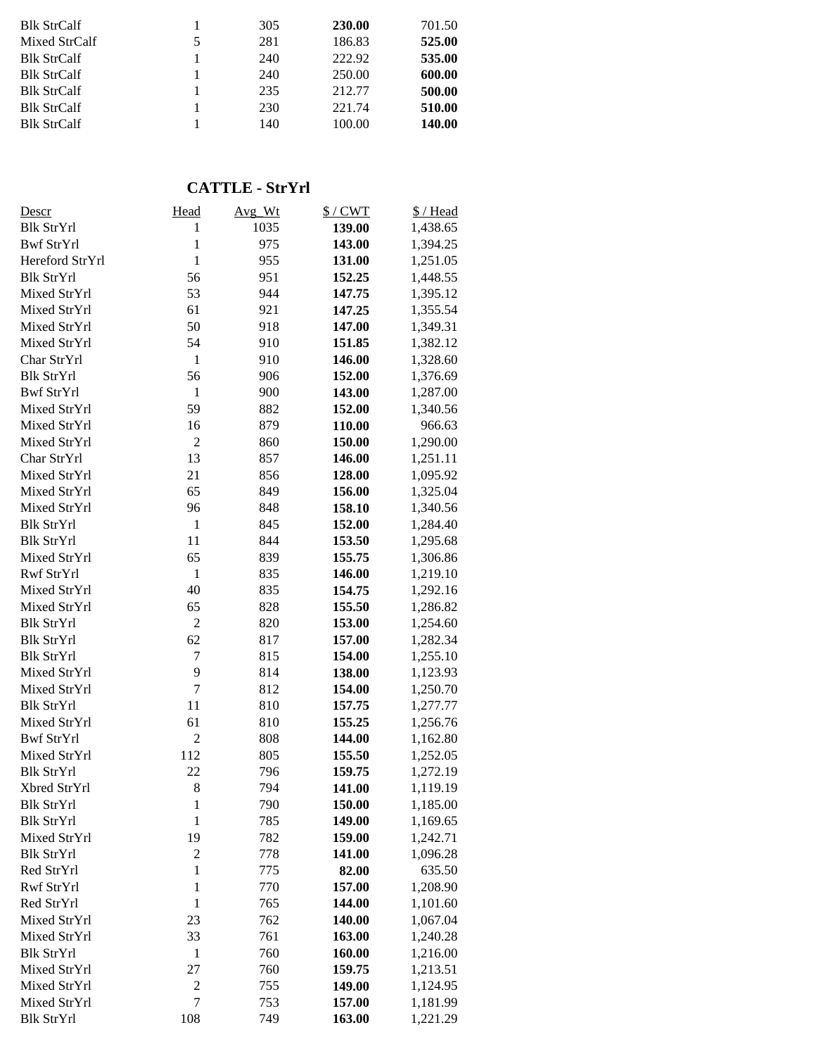| | | | | |
|---|---|---|---|---|
| Blk StrCalf | 1 | 305 | **230.00** | 701.50 |
| Mixed StrCalf | 5 | 281 | 186.83 | **525.00** |
| Blk StrCalf | 1 | 240 | 222.92 | **535.00** |
| Blk StrCalf | 1 | 240 | 250.00 | **600.00** |
| Blk StrCalf | 1 | 235 | 212.77 | **500.00** |
| Blk StrCalf | 1 | 230 | 221.74 | **510.00** |
| Blk StrCalf | 1 | 140 | 100.00 | **140.00** |

## CATTLE - StrYrl

| Descr | Head | Avg_Wt | $ / CWT | $ / Head |
|---|---|---|---|---|
| Blk StrYrl | 1 | 1035 | **139.00** | 1,438.65 |
| Bwf StrYrl | 1 | 975 | **143.00** | 1,394.25 |
| Hereford StrYrl | 1 | 955 | **131.00** | 1,251.05 |
| Blk StrYrl | 56 | 951 | **152.25** | 1,448.55 |
| Mixed StrYrl | 53 | 944 | **147.75** | 1,395.12 |
| Mixed StrYrl | 61 | 921 | **147.25** | 1,355.54 |
| Mixed StrYrl | 50 | 918 | **147.00** | 1,349.31 |
| Mixed StrYrl | 54 | 910 | **151.85** | 1,382.12 |
| Char StrYrl | 1 | 910 | **146.00** | 1,328.60 |
| Blk StrYrl | 56 | 906 | **152.00** | 1,376.69 |
| Bwf StrYrl | 1 | 900 | **143.00** | 1,287.00 |
| Mixed StrYrl | 59 | 882 | **152.00** | 1,340.56 |
| Mixed StrYrl | 16 | 879 | **110.00** | 966.63 |
| Mixed StrYrl | 2 | 860 | **150.00** | 1,290.00 |
| Char StrYrl | 13 | 857 | **146.00** | 1,251.11 |
| Mixed StrYrl | 21 | 856 | **128.00** | 1,095.92 |
| Mixed StrYrl | 65 | 849 | **156.00** | 1,325.04 |
| Mixed StrYrl | 96 | 848 | **158.10** | 1,340.56 |
| Blk StrYrl | 1 | 845 | **152.00** | 1,284.40 |
| Blk StrYrl | 11 | 844 | **153.50** | 1,295.68 |
| Mixed StrYrl | 65 | 839 | **155.75** | 1,306.86 |
| Rwf StrYrl | 1 | 835 | **146.00** | 1,219.10 |
| Mixed StrYrl | 40 | 835 | **154.75** | 1,292.16 |
| Mixed StrYrl | 65 | 828 | **155.50** | 1,286.82 |
| Blk StrYrl | 2 | 820 | **153.00** | 1,254.60 |
| Blk StrYrl | 62 | 817 | **157.00** | 1,282.34 |
| Blk StrYrl | 7 | 815 | **154.00** | 1,255.10 |
| Mixed StrYrl | 9 | 814 | **138.00** | 1,123.93 |
| Mixed StrYrl | 7 | 812 | **154.00** | 1,250.70 |
| Blk StrYrl | 11 | 810 | **157.75** | 1,277.77 |
| Mixed StrYrl | 61 | 810 | **155.25** | 1,256.76 |
| Bwf StrYrl | 2 | 808 | **144.00** | 1,162.80 |
| Mixed StrYrl | 112 | 805 | **155.50** | 1,252.05 |
| Blk StrYrl | 22 | 796 | **159.75** | 1,272.19 |
| Xbred StrYrl | 8 | 794 | **141.00** | 1,119.19 |
| Blk StrYrl | 1 | 790 | **150.00** | 1,185.00 |
| Blk StrYrl | 1 | 785 | **149.00** | 1,169.65 |
| Mixed StrYrl | 19 | 782 | **159.00** | 1,242.71 |
| Blk StrYrl | 2 | 778 | **141.00** | 1,096.28 |
| Red StrYrl | 1 | 775 | **82.00** | 635.50 |
| Rwf StrYrl | 1 | 770 | **157.00** | 1,208.90 |
| Red StrYrl | 1 | 765 | **144.00** | 1,101.60 |
| Mixed StrYrl | 23 | 762 | **140.00** | 1,067.04 |
| Mixed StrYrl | 33 | 761 | **163.00** | 1,240.28 |
| Blk StrYrl | 1 | 760 | **160.00** | 1,216.00 |
| Mixed StrYrl | 27 | 760 | **159.75** | 1,213.51 |
| Mixed StrYrl | 2 | 755 | **149.00** | 1,124.95 |
| Mixed StrYrl | 7 | 753 | **157.00** | 1,181.99 |
| Blk StrYrl | 108 | 749 | **163.00** | 1,221.29 |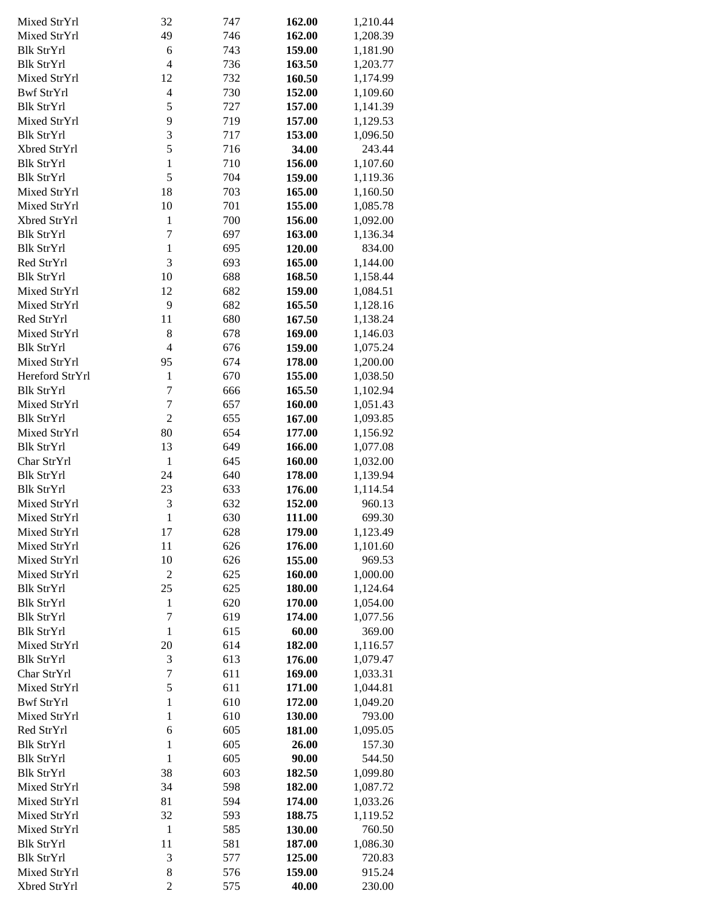| | | | | |
|---|---|---|---|---|
| Mixed StrYrl | 32 | 747 | **162.00** | 1,210.44 |
| Mixed StrYrl | 49 | 746 | **162.00** | 1,208.39 |
| Blk StrYrl | 6 | 743 | **159.00** | 1,181.90 |
| Blk StrYrl | 4 | 736 | **163.50** | 1,203.77 |
| Mixed StrYrl | 12 | 732 | **160.50** | 1,174.99 |
| Bwf StrYrl | 4 | 730 | **152.00** | 1,109.60 |
| Blk StrYrl | 5 | 727 | **157.00** | 1,141.39 |
| Mixed StrYrl | 9 | 719 | **157.00** | 1,129.53 |
| Blk StrYrl | 3 | 717 | **153.00** | 1,096.50 |
| Xbred StrYrl | 5 | 716 | **34.00** | 243.44 |
| Blk StrYrl | 1 | 710 | **156.00** | 1,107.60 |
| Blk StrYrl | 5 | 704 | **159.00** | 1,119.36 |
| Mixed StrYrl | 18 | 703 | **165.00** | 1,160.50 |
| Mixed StrYrl | 10 | 701 | **155.00** | 1,085.78 |
| Xbred StrYrl | 1 | 700 | **156.00** | 1,092.00 |
| Blk StrYrl | 7 | 697 | **163.00** | 1,136.34 |
| Blk StrYrl | 1 | 695 | **120.00** | 834.00 |
| Red StrYrl | 3 | 693 | **165.00** | 1,144.00 |
| Blk StrYrl | 10 | 688 | **168.50** | 1,158.44 |
| Mixed StrYrl | 12 | 682 | **159.00** | 1,084.51 |
| Mixed StrYrl | 9 | 682 | **165.50** | 1,128.16 |
| Red StrYrl | 11 | 680 | **167.50** | 1,138.24 |
| Mixed StrYrl | 8 | 678 | **169.00** | 1,146.03 |
| Blk StrYrl | 4 | 676 | **159.00** | 1,075.24 |
| Mixed StrYrl | 95 | 674 | **178.00** | 1,200.00 |
| Hereford StrYrl | 1 | 670 | **155.00** | 1,038.50 |
| Blk StrYrl | 7 | 666 | **165.50** | 1,102.94 |
| Mixed StrYrl | 7 | 657 | **160.00** | 1,051.43 |
| Blk StrYrl | 2 | 655 | **167.00** | 1,093.85 |
| Mixed StrYrl | 80 | 654 | **177.00** | 1,156.92 |
| Blk StrYrl | 13 | 649 | **166.00** | 1,077.08 |
| Char StrYrl | 1 | 645 | **160.00** | 1,032.00 |
| Blk StrYrl | 24 | 640 | **178.00** | 1,139.94 |
| Blk StrYrl | 23 | 633 | **176.00** | 1,114.54 |
| Mixed StrYrl | 3 | 632 | **152.00** | 960.13 |
| Mixed StrYrl | 1 | 630 | **111.00** | 699.30 |
| Mixed StrYrl | 17 | 628 | **179.00** | 1,123.49 |
| Mixed StrYrl | 11 | 626 | **176.00** | 1,101.60 |
| Mixed StrYrl | 10 | 626 | **155.00** | 969.53 |
| Mixed StrYrl | 2 | 625 | **160.00** | 1,000.00 |
| Blk StrYrl | 25 | 625 | **180.00** | 1,124.64 |
| Blk StrYrl | 1 | 620 | **170.00** | 1,054.00 |
| Blk StrYrl | 7 | 619 | **174.00** | 1,077.56 |
| Blk StrYrl | 1 | 615 | **60.00** | 369.00 |
| Mixed StrYrl | 20 | 614 | **182.00** | 1,116.57 |
| Blk StrYrl | 3 | 613 | **176.00** | 1,079.47 |
| Char StrYrl | 7 | 611 | **169.00** | 1,033.31 |
| Mixed StrYrl | 5 | 611 | **171.00** | 1,044.81 |
| Bwf StrYrl | 1 | 610 | **172.00** | 1,049.20 |
| Mixed StrYrl | 1 | 610 | **130.00** | 793.00 |
| Red StrYrl | 6 | 605 | **181.00** | 1,095.05 |
| Blk StrYrl | 1 | 605 | **26.00** | 157.30 |
| Blk StrYrl | 1 | 605 | **90.00** | 544.50 |
| Blk StrYrl | 38 | 603 | **182.50** | 1,099.80 |
| Mixed StrYrl | 34 | 598 | **182.00** | 1,087.72 |
| Mixed StrYrl | 81 | 594 | **174.00** | 1,033.26 |
| Mixed StrYrl | 32 | 593 | **188.75** | 1,119.52 |
| Mixed StrYrl | 1 | 585 | **130.00** | 760.50 |
| Blk StrYrl | 11 | 581 | **187.00** | 1,086.30 |
| Blk StrYrl | 3 | 577 | **125.00** | 720.83 |
| Mixed StrYrl | 8 | 576 | **159.00** | 915.24 |
| Xbred StrYrl | 2 | 575 | **40.00** | 230.00 |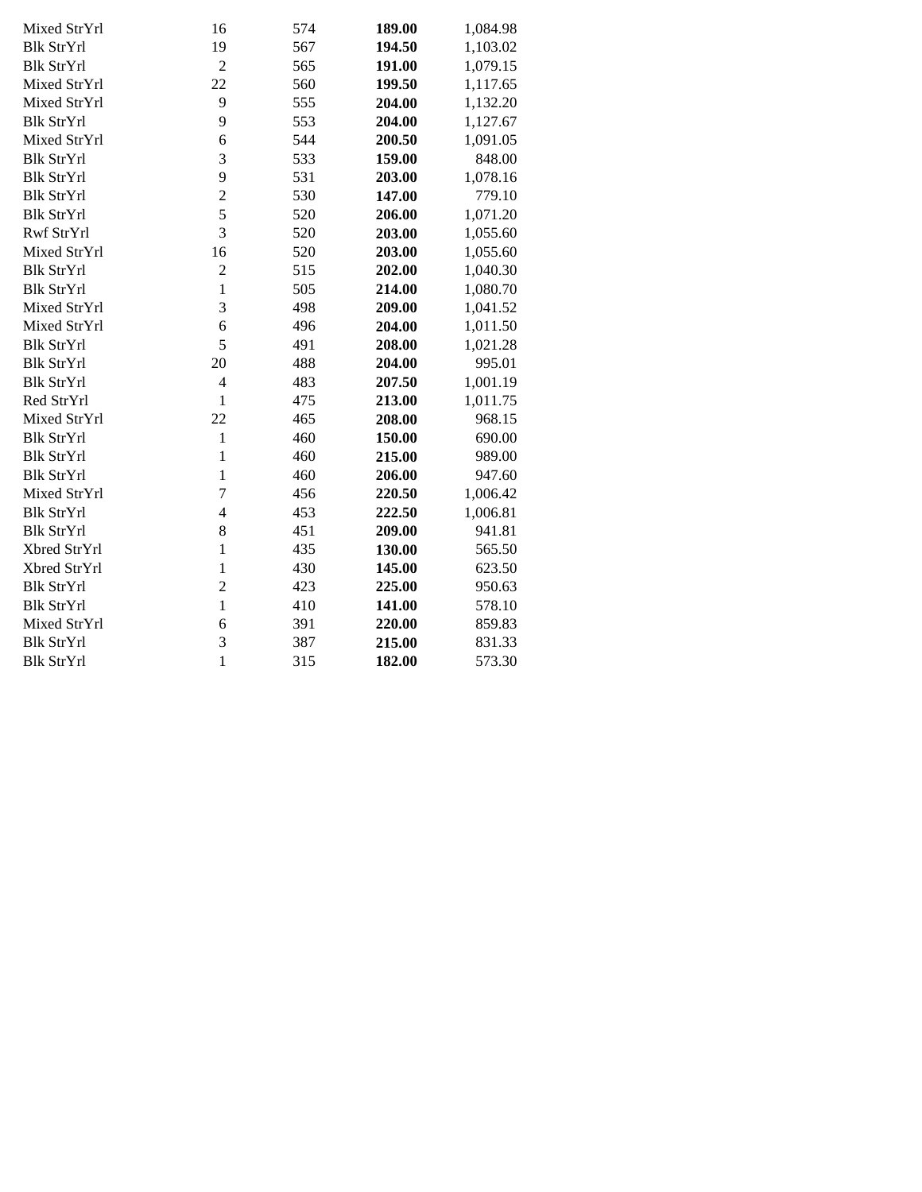| | | | | |
|---|---|---|---|---|
| Mixed StrYrl | 16 | 574 | **189.00** | 1,084.98 |
| Blk StrYrl | 19 | 567 | **194.50** | 1,103.02 |
| Blk StrYrl | 2 | 565 | **191.00** | 1,079.15 |
| Mixed StrYrl | 22 | 560 | **199.50** | 1,117.65 |
| Mixed StrYrl | 9 | 555 | **204.00** | 1,132.20 |
| Blk StrYrl | 9 | 553 | **204.00** | 1,127.67 |
| Mixed StrYrl | 6 | 544 | **200.50** | 1,091.05 |
| Blk StrYrl | 3 | 533 | **159.00** | 848.00 |
| Blk StrYrl | 9 | 531 | **203.00** | 1,078.16 |
| Blk StrYrl | 2 | 530 | **147.00** | 779.10 |
| Blk StrYrl | 5 | 520 | **206.00** | 1,071.20 |
| Rwf StrYrl | 3 | 520 | **203.00** | 1,055.60 |
| Mixed StrYrl | 16 | 520 | **203.00** | 1,055.60 |
| Blk StrYrl | 2 | 515 | **202.00** | 1,040.30 |
| Blk StrYrl | 1 | 505 | **214.00** | 1,080.70 |
| Mixed StrYrl | 3 | 498 | **209.00** | 1,041.52 |
| Mixed StrYrl | 6 | 496 | **204.00** | 1,011.50 |
| Blk StrYrl | 5 | 491 | **208.00** | 1,021.28 |
| Blk StrYrl | 20 | 488 | **204.00** | 995.01 |
| Blk StrYrl | 4 | 483 | **207.50** | 1,001.19 |
| Red StrYrl | 1 | 475 | **213.00** | 1,011.75 |
| Mixed StrYrl | 22 | 465 | **208.00** | 968.15 |
| Blk StrYrl | 1 | 460 | **150.00** | 690.00 |
| Blk StrYrl | 1 | 460 | **215.00** | 989.00 |
| Blk StrYrl | 1 | 460 | **206.00** | 947.60 |
| Mixed StrYrl | 7 | 456 | **220.50** | 1,006.42 |
| Blk StrYrl | 4 | 453 | **222.50** | 1,006.81 |
| Blk StrYrl | 8 | 451 | **209.00** | 941.81 |
| Xbred StrYrl | 1 | 435 | **130.00** | 565.50 |
| Xbred StrYrl | 1 | 430 | **145.00** | 623.50 |
| Blk StrYrl | 2 | 423 | **225.00** | 950.63 |
| Blk StrYrl | 1 | 410 | **141.00** | 578.10 |
| Mixed StrYrl | 6 | 391 | **220.00** | 859.83 |
| Blk StrYrl | 3 | 387 | **215.00** | 831.33 |
| Blk StrYrl | 1 | 315 | **182.00** | 573.30 |